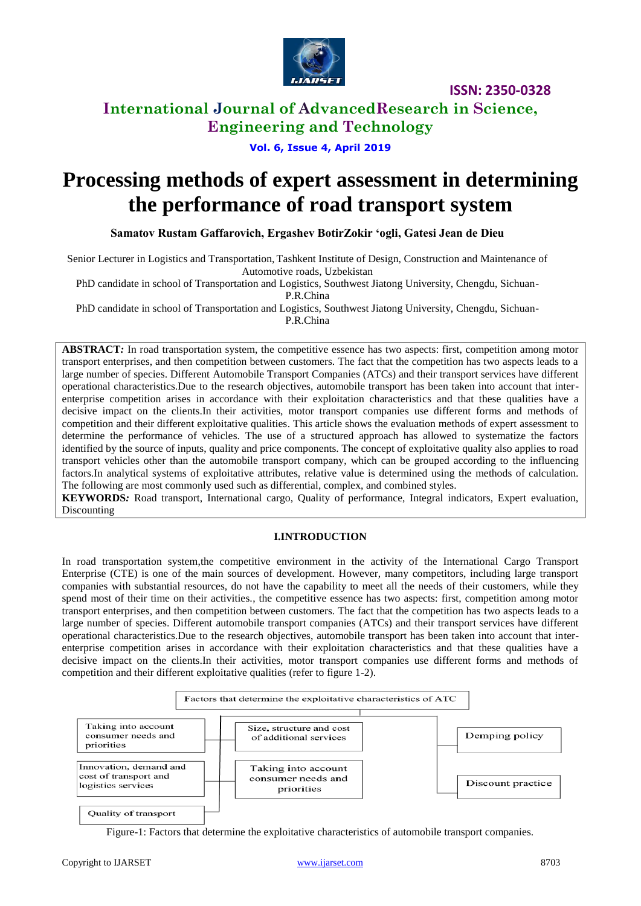# Processing methods of expert assessment in determining the performance of road transport system

**Samatov Rustam Gaffarovich, Ergashev BotirZokir 'ogli, Gatesi Jean de Dieu**

Senior Lecturer in Logistics and Transportation, Tashkent Institute of Design, Construction and Maintenance of Automotive roads, Uzbekistan

PhD candidate in school of Transportation and Logistics, Southwest Jiatong University, Chengdu, Sichuan-P.R.China

PhD candidate in school of Transportation and Logistics, Southwest Jiatong University, Chengdu, Sichuan-P.R.China

**ABSTRACT:** In road transportation system, the competitive essence has two aspects: first, competition among motor transport enterprises, and then competition between customers. The fact that the competition has two aspects leads to a large number of species. Different Automobile Transport Companies (ATCs) and their transport services have different operational characteristics.Due to the research objectives, automobile transport has been taken into account that inter-enterprise competition arises in accordance with their exploitation characteristics and that these qualities have a decisive impact on the clients.In their activities, motor transport companies use different forms and methods of competition and their different exploitative qualities. This article shows the evaluation methods of expert assessment to determine the performance of vehicles. The use of a structured approach has allowed to systematize the factors identified by the source of inputs, quality and price components. The concept of exploitative quality also applies to road transport vehicles other than the automobile transport company, which can be grouped according to the influencing factors.In analytical systems of exploitative attributes, relative value is determined using the methods of calculation. The following are most commonly used such as differential, complex, and combined styles.

**KEYWORDS:** Road transport, International cargo, Quality of performance, Integral indicators, Expert evaluation, Discounting

## I.INTRODUCTION

In road transportation system,the competitive environment in the activity of the International Cargo Transport Enterprise (CTE) is one of the main sources of development. However, many competitors, including large transport companies with substantial resources, do not have the capability to meet all the needs of their customers, while they spend most of their time on their activities., the competitive essence has two aspects: first, competition among motor transport enterprises, and then competition between customers. The fact that the competition has two aspects leads to a large number of species. Different automobile transport companies (ATCs) and their transport services have different operational characteristics.Due to the research objectives, automobile transport has been taken into account that inter-enterprise competition arises in accordance with their exploitation characteristics and that these qualities have a decisive impact on the clients.In their activities, motor transport companies use different forms and methods of competition and their different exploitative qualities (refer to figure 1-2).

Factors that determine the exploitative characteristics of ATC

- Taking into account consumer needs and priorities
- Innovation, demand and cost of transport and logistics services
- Quality of transport
- Size, structure and cost of additional services
- Taking into account consumer needs and priorities
- Demping policy
- Discount practice

Figure-1: Factors that determine the exploitative characteristics of automobile transport companies.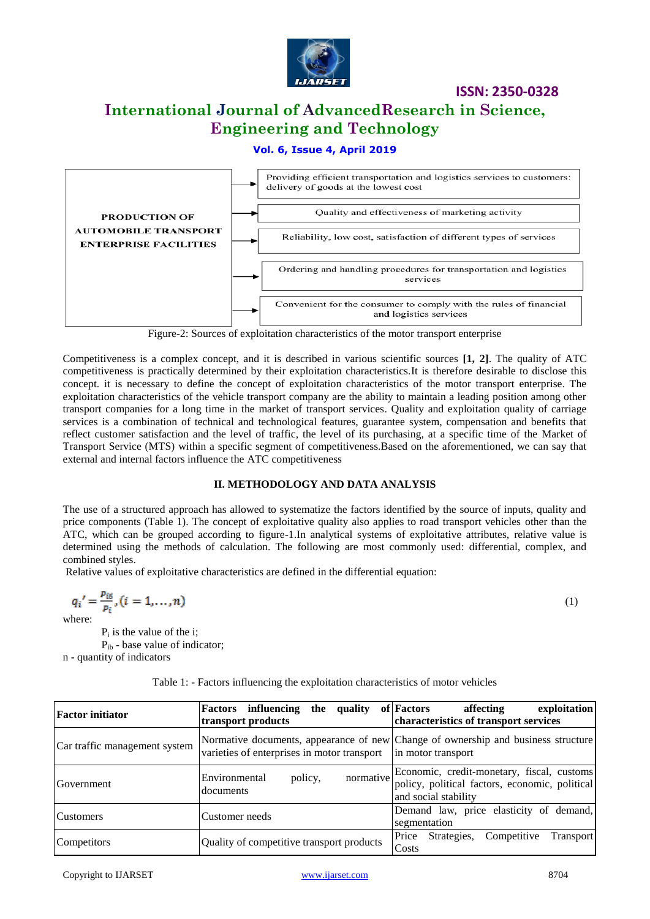| PRODUCTION OF AUTOMOBILE TRANSPORT ENTERPRISE FACILITIES |
|---|
| → Providing efficient transportation and logistics services to customers: delivery of goods at the lowest cost |
| → Quality and effectiveness of marketing activity |
| → Reliability, low cost, satisfaction of different types of services |
| → Ordering and handling procedures for transportation and logistics services |
| → Convenient for the consumer to comply with the rules of financial and logistics services |

Figure-2: Sources of exploitation characteristics of the motor transport enterprise

Competitiveness is a complex concept, and it is described in various scientific sources **[1, 2]**. The quality of ATC competitiveness is practically determined by their exploitation characteristics.It is therefore desirable to disclose this concept. it is necessary to define the concept of exploitation characteristics of the motor transport enterprise. The exploitation characteristics of the vehicle transport company are the ability to maintain a leading position among other transport companies for a long time in the market of transport services. Quality and exploitation quality of carriage services is a combination of technical and technological features, guarantee system, compensation and benefits that reflect customer satisfaction and the level of traffic, the level of its purchasing, at a specific time of the Market of Transport Service (MTS) within a specific segment of competitiveness.Based on the aforementioned, we can say that external and internal factors influence the ATC competitiveness

## II. METHODOLOGY AND DATA ANALYSIS

The use of a structured approach has allowed to systematize the factors identified by the source of inputs, quality and price components (Table 1). The concept of exploitative quality also applies to road transport vehicles other than the ATC, which can be grouped according to figure-1.In analytical systems of exploitative attributes, relative value is determined using the methods of calculation. The following are most commonly used: differential, complex, and combined styles.

Relative values of exploitative characteristics are defined in the differential equation:

$$q_i' = \frac{P_{i6}}{P_i}, (i = 1, \ldots, n) \tag{1}$$

where:

$P_i$ is the value of the i;

$P_{ib}$ - base value of indicator;

n - quantity of indicators

Table 1: - Factors influencing the exploitation characteristics of motor vehicles

| Factor initiator | Factors influencing the quality of transport products | Factors affecting exploitation characteristics of transport services |
|---|---|---|
| Car traffic management system | Normative documents, appearance of new varieties of enterprises in motor transport | Change of ownership and business structure in motor transport |
| Government | Environmental policy, normative documents | Economic, credit-monetary, fiscal, customs policy, political factors, economic, political and social stability |
| Customers | Customer needs | Demand law, price elasticity of demand, segmentation |
| Competitors | Quality of competitive transport products | Price Strategies, Competitive Transport Costs |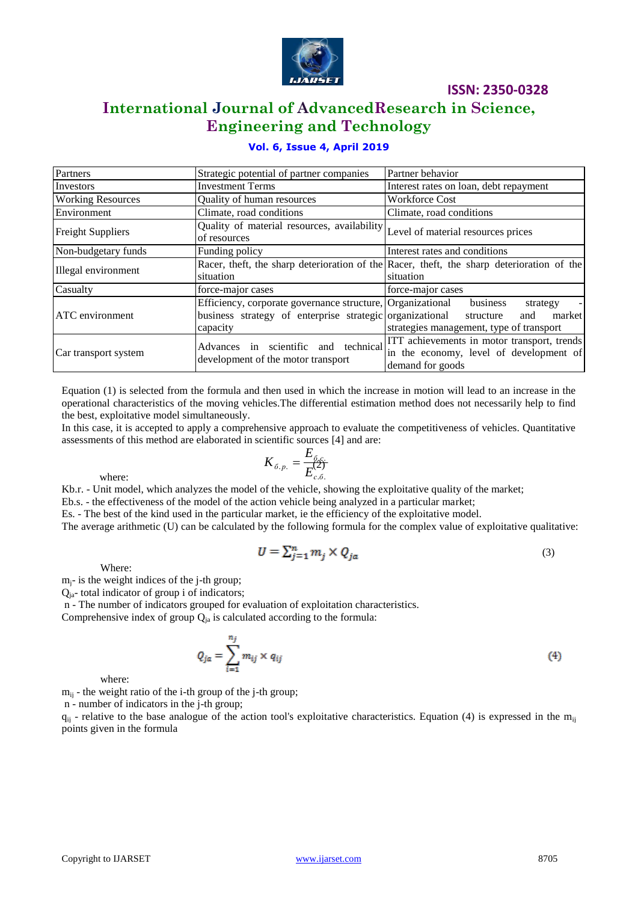| Partners | Strategic potential of partner companies | Partner behavior |
|---|---|---|
| Investors | Investment Terms | Interest rates on loan, debt repayment |
| Working Resources | Quality of human resources | Workforce Cost |
| Environment | Climate, road conditions | Climate, road conditions |
| Freight Suppliers | Quality of material resources, availability of resources | Level of material resources prices |
| Non-budgetary funds | Funding policy | Interest rates and conditions |
| Illegal environment | Racer, theft, the sharp deterioration of the situation | Racer, theft, the sharp deterioration of the situation |
| Casualty | force-major cases | force-major cases |
| ATC environment | Efficiency, corporate governance structure, business strategy of enterprise strategic capacity | Organizational business strategy - organizational structure and market strategies management, type of transport |
| Car transport system | Advances in scientific and technical development of the motor transport | ITT achievements in motor transport, trends in the economy, level of development of demand for goods |

Equation (1) is selected from the formula and then used in which the increase in motion will lead to an increase in the operational characteristics of the moving vehicles.The differential estimation method does not necessarily help to find the best, exploitative model simultaneously.

In this case, it is accepted to apply a comprehensive approach to evaluate the competitiveness of vehicles. Quantitative assessments of this method are elaborated in scientific sources [4] and are:

$$K_{б.р.} = \frac{E_{б.с.}}{E_{с.б.}} \quad (2)$$

where:

Kb.r. - Unit model, which analyzes the model of the vehicle, showing the exploitative quality of the market;

Eb.s. - the effectiveness of the model of the action vehicle being analyzed in a particular market;

Es. - The best of the kind used in the particular market, ie the efficiency of the exploitative model.

The average arithmetic (U) can be calculated by the following formula for the complex value of exploitative qualitative:

$$U = \sum_{j=1}^{n} m_j \times Q_{ja} \quad (3)$$

Where:

$m_j$- is the weight indices of the j-th group;

$Q_{ja}$- total indicator of group i of indicators;

n - The number of indicators grouped for evaluation of exploitation characteristics.

Comprehensive index of group $Q_{ja}$ is calculated according to the formula:

$$Q_{ja} = \sum_{i=1}^{n_j} m_{ij} \times q_{ij} \quad (4)$$

where:

$m_{ij}$ - the weight ratio of the i-th group of the j-th group;

n - number of indicators in the j-th group;

$q_{ij}$ - relative to the base analogue of the action tool's exploitative characteristics. Equation (4) is expressed in the $m_{ij}$ points given in the formula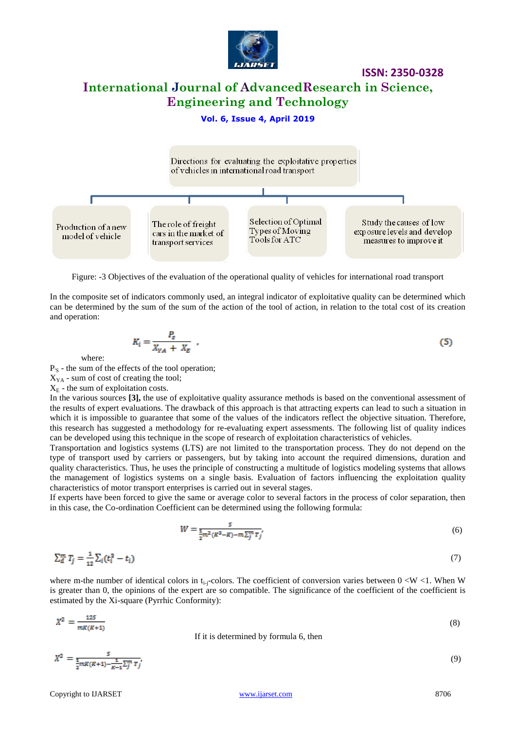Directions for evaluating the exploitative properties of vehicles in international road transport

- Production of a new model of vehicle
- The role of freight cars in the market of transport services
- Selection of Optimal Types of Moving Tools for ATC
- Study the causes of low exposure levels and develop measures to improve it

Figure: -3 Objectives of the evaluation of the operational quality of vehicles for international road transport

In the composite set of indicators commonly used, an integral indicator of exploitative quality can be determined which can be determined by the sum of the sum of the action of the tool of action, in relation to the total cost of its creation and operation:

$$K_i = \frac{P_S}{X_{YA} + X_E}\ , \qquad (5)$$

where:

$P_S$ - the sum of the effects of the tool operation;
$X_{YA}$ - sum of cost of creating the tool;
$X_E$ - the sum of exploitation costs.

In the various sources **[3],** the use of exploitative quality assurance methods is based on the conventional assessment of the results of expert evaluations. The drawback of this approach is that attracting experts can lead to such a situation in which it is impossible to guarantee that some of the values of the indicators reflect the objective situation. Therefore, this research has suggested a methodology for re-evaluating expert assessments. The following list of quality indices can be developed using this technique in the scope of research of exploitation characteristics of vehicles.

Transportation and logistics systems (LTS) are not limited to the transportation process. They do not depend on the type of transport used by carriers or passengers, but by taking into account the required dimensions, duration and quality characteristics. Thus, he uses the principle of constructing a multitude of logistics modeling systems that allows the management of logistics systems on a single basis. Evaluation of factors influencing the exploitation quality characteristics of motor transport enterprises is carried out in several stages.

If experts have been forced to give the same or average color to several factors in the process of color separation, then in this case, the Co-ordination Coefficient can be determined using the following formula:

$$W = \frac{S}{\frac{1}{2}m^2(K^3-K) - m\sum_j^m T_j}, \qquad (6)$$

$$\sum_d^m T_j = \frac{1}{12}\sum_i (t_i^3 - t_i) \qquad (7)$$

where m-the number of identical colors in $t_{i\text{-}j}$-colors. The coefficient of conversion varies between 0 <W <1. When W is greater than 0, the opinions of the expert are so compatible. The significance of the coefficient of the coefficient is estimated by the Xi-square (Pyrrhic Conformity):

$$X^2 = \frac{12S}{mK(K+1)} \qquad (8)$$

If it is determined by formula 6, then

$$X^2 = \frac{S}{\frac{1}{2}mK(K+1) - \frac{1}{K-1}\sum_j^m T_j}, \qquad (9)$$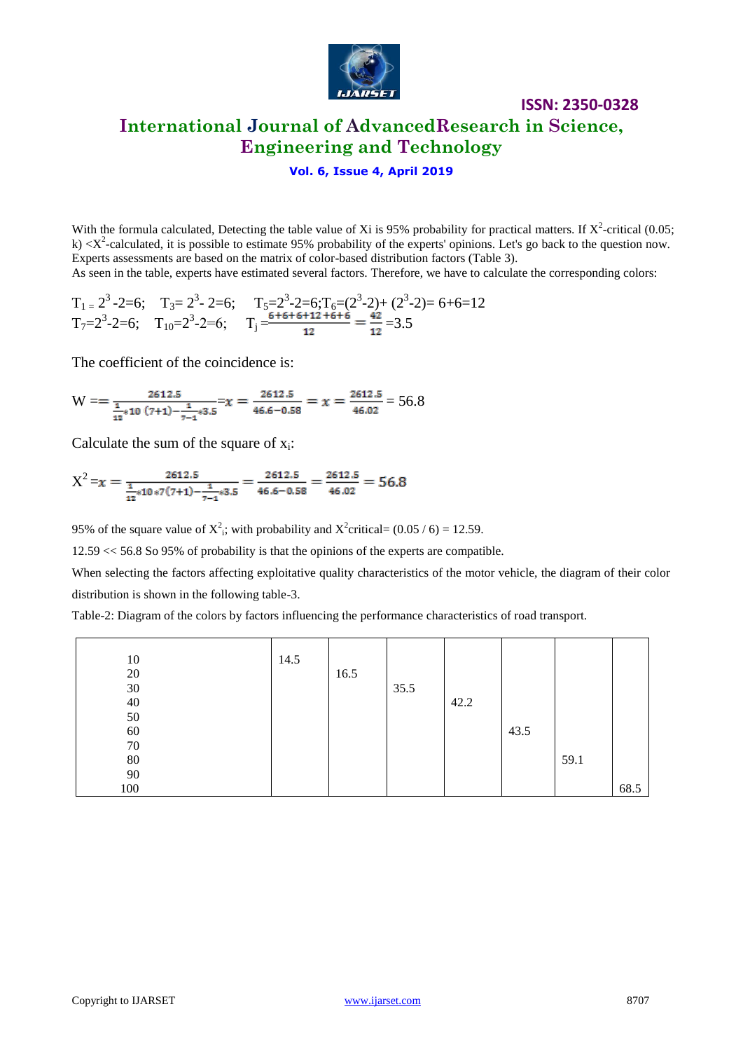With the formula calculated, Detecting the table value of Xi is 95% probability for practical matters. If $X^2$-critical (0.05; k) <$X^2$-calculated, it is possible to estimate 95% probability of the experts' opinions. Let's go back to the question now. Experts assessments are based on the matrix of color-based distribution factors (Table 3).
As seen in the table, experts have estimated several factors. Therefore, we have to calculate the corresponding colors:

$$T_1 = 2^3 -2=6; \quad T_3= 2^3- 2=6; \quad T_5=2^3-2=6; T_6=(2^3-2)+ (2^3-2)= 6+6=12$$
$$T_7=2^3-2=6; \quad T_{10}=2^3-2=6; \quad T_j =\frac{6+6+6+12+6+6}{12} = \frac{42}{12} =3.5$$

The coefficient of the coincidence is:

$$W == \frac{2612.5}{\frac{1}{12}*10\ (7+1)-\frac{1}{7-1}*3.5} = x = \frac{2612.5}{46.6-0.58} = x = \frac{2612.5}{46.02} = 56.8$$

Calculate the sum of the square of $x_i$:

$$X^2 = x = \frac{2612.5}{\frac{1}{12}*10*7(7+1)-\frac{1}{7-1}*3.5} = \frac{2612.5}{46.6-0.58} = \frac{2612.5}{46.02} = 56.8$$

95% of the square value of $X^2_i$; with probability and $X^2$critical= (0.05 / 6) = 12.59.

12.59 << 56.8 So 95% of probability is that the opinions of the experts are compatible.

When selecting the factors affecting exploitative quality characteristics of the motor vehicle, the diagram of their color distribution is shown in the following table-3.

Table-2: Diagram of the colors by factors influencing the performance characteristics of road transport.

| | | | | | | | |
|---|---|---|---|---|---|---|---|
| 10 | 14.5 | | | | | | |
| 20 | | 16.5 | | | | | |
| 30 | | | 35.5 | | | | |
| 40 | | | | 42.2 | | | |
| 50 | | | | | | | |
| 60 | | | | | 43.5 | | |
| 70 | | | | | | | |
| 80 | | | | | | 59.1 | |
| 90 | | | | | | | |
| 100 | | | | | | | 68.5 |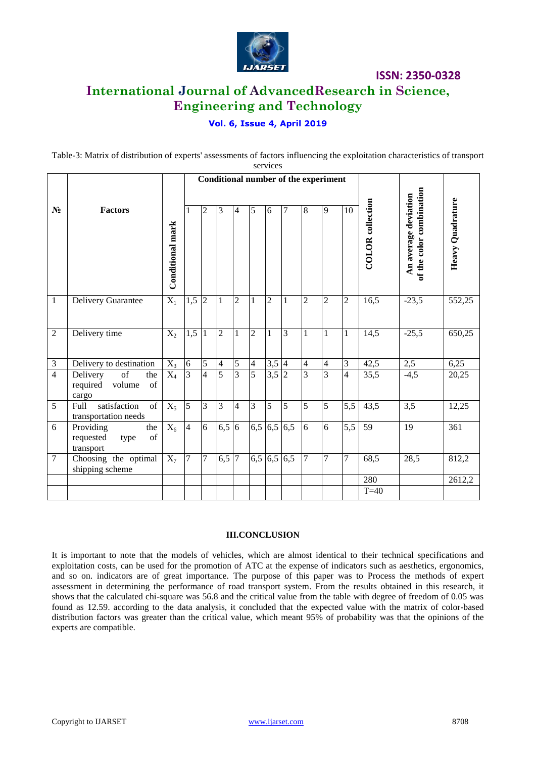Table-3: Matrix of distribution of experts' assessments of factors influencing the exploitation characteristics of transport services

| № | Factors | Conditional mark | Conditional number of the experiment | | | | | | | | | | COLOR collection | An average deviation of the color combination | Heavy Quadrature |
|---|---|---|---|---|---|---|---|---|---|---|---|---|---|---|---|
| | | | 1 | 2 | 3 | 4 | 5 | 6 | 7 | 8 | 9 | 10 | | | |
| 1 | Delivery Guarantee | $X_1$ | 1,5 | 2 | 1 | 2 | 1 | 2 | 1 | 2 | 2 | 2 | 16,5 | -23,5 | 552,25 |
| 2 | Delivery time | $X_2$ | 1,5 | 1 | 2 | 1 | 2 | 1 | 3 | 1 | 1 | 1 | 14,5 | -25,5 | 650,25 |
| 3 | Delivery to destination | $X_3$ | 6 | 5 | 4 | 5 | 4 | 3,5 | 4 | 4 | 4 | 3 | 42,5 | 2,5 | 6,25 |
| 4 | Delivery of the required volume of cargo | $X_4$ | 3 | 4 | 5 | 3 | 5 | 3,5 | 2 | 3 | 3 | 4 | 35,5 | -4,5 | 20,25 |
| 5 | Full satisfaction of transportation needs | $X_5$ | 5 | 3 | 3 | 4 | 3 | 5 | 5 | 5 | 5 | 5,5 | 43,5 | 3,5 | 12,25 |
| 6 | Providing the requested type of transport | $X_6$ | 4 | 6 | 6,5 | 6 | 6,5 | 6,5 | 6,5 | 6 | 6 | 5,5 | 59 | 19 | 361 |
| 7 | Choosing the optimal shipping scheme | $X_7$ | 7 | 7 | 6,5 | 7 | 6,5 | 6,5 | 6,5 | 7 | 7 | 7 | 68,5 | 28,5 | 812,2 |
| | | | | | | | | | | | | | 280 | | 2612,2 |
| | | | | | | | | | | | | | T=40 | | |

### III.CONCLUSION

It is important to note that the models of vehicles, which are almost identical to their technical specifications and exploitation costs, can be used for the promotion of ATC at the expense of indicators such as aesthetics, ergonomics, and so on. indicators are of great importance. The purpose of this paper was to Process the methods of expert assessment in determining the performance of road transport system. From the results obtained in this research, it shows that the calculated chi-square was 56.8 and the critical value from the table with degree of freedom of 0.05 was found as 12.59. according to the data analysis, it concluded that the expected value with the matrix of color-based distribution factors was greater than the critical value, which meant 95% of probability was that the opinions of the experts are compatible.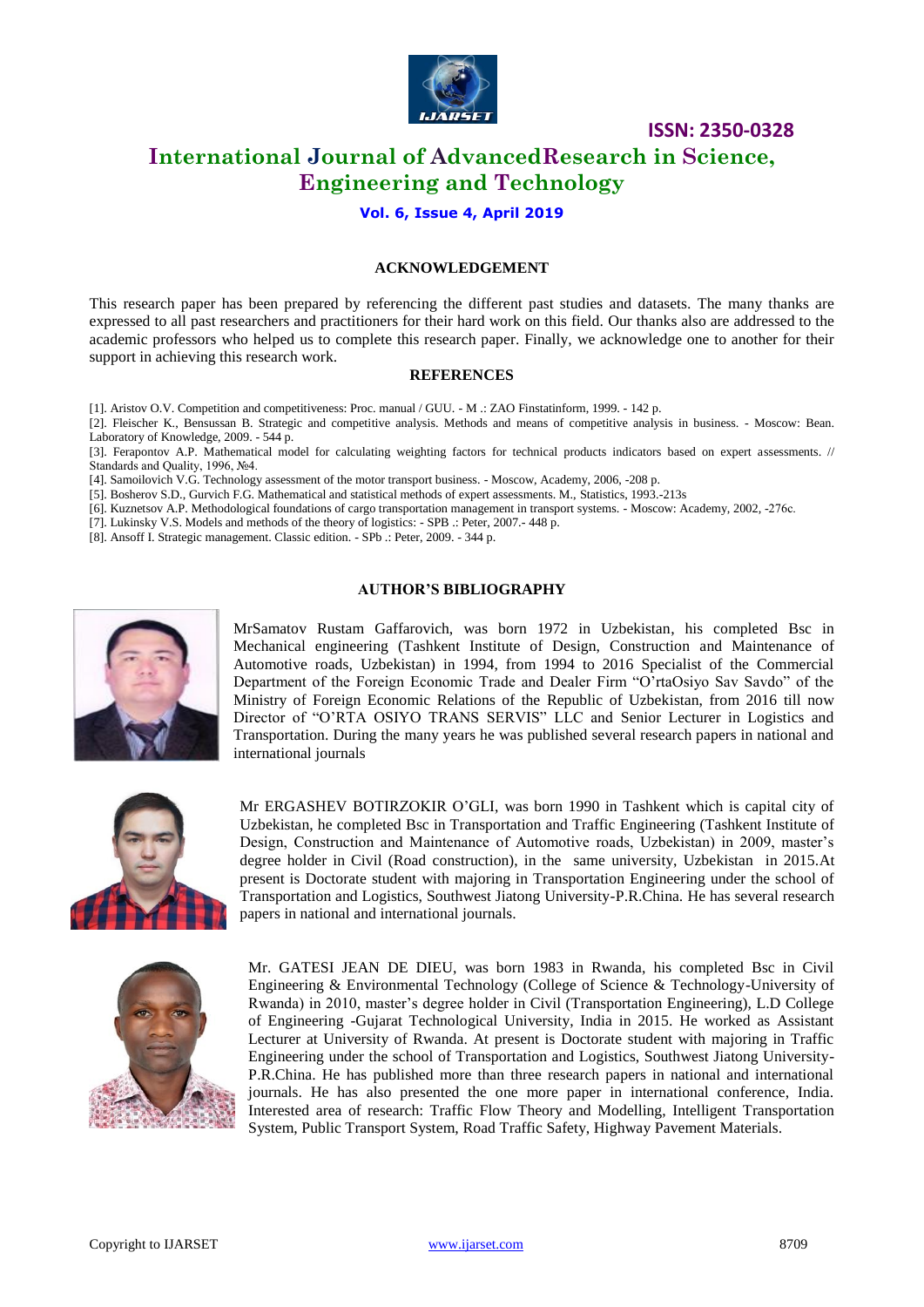## ACKNOWLEDGEMENT

This research paper has been prepared by referencing the different past studies and datasets. The many thanks are expressed to all past researchers and practitioners for their hard work on this field. Our thanks also are addressed to the academic professors who helped us to complete this research paper. Finally, we acknowledge one to another for their support in achieving this research work.

## REFERENCES

[1]. Aristov O.V. Competition and competitiveness: Proc. manual / GUU. - M .: ZAO Finstatinform, 1999. - 142 p.

[2]. Fleischer K., Bensussan B. Strategic and competitive analysis. Methods and means of competitive analysis in business. - Moscow: Bean. Laboratory of Knowledge, 2009. - 544 p.

[3]. Ferapontov A.P. Mathematical model for calculating weighting factors for technical products indicators based on expert assessments. // Standards and Quality, 1996, №4.

[4]. Samoilovich V.G. Technology assessment of the motor transport business. - Moscow, Academy, 2006, -208 p.

[5]. Bosherov S.D., Gurvich F.G. Mathematical and statistical methods of expert assessments. M., Statistics, 1993.-213s

[6]. Kuznetsov A.P. Methodological foundations of cargo transportation management in transport systems. - Moscow: Academy, 2002, -276c.

[7]. Lukinsky V.S. Models and methods of the theory of logistics: - SPB .: Peter, 2007.- 448 p.

[8]. Ansoff I. Strategic management. Classic edition. - SPb .: Peter, 2009. - 344 p.

## AUTHOR'S BIBLIOGRAPHY

MrSamatov Rustam Gaffarovich, was born 1972 in Uzbekistan, his completed Bsc in Mechanical engineering (Tashkent Institute of Design, Construction and Maintenance of Automotive roads, Uzbekistan) in 1994, from 1994 to 2016 Specialist of the Commercial Department of the Foreign Economic Trade and Dealer Firm "O'rtaOsiyo Sav Savdo" of the Ministry of Foreign Economic Relations of the Republic of Uzbekistan, from 2016 till now Director of "O'RTA OSIYO TRANS SERVIS" LLC and Senior Lecturer in Logistics and Transportation. During the many years he was published several research papers in national and international journals

Mr ERGASHEV BOTIRZOKIR O'GLI, was born 1990 in Tashkent which is capital city of Uzbekistan, he completed Bsc in Transportation and Traffic Engineering (Tashkent Institute of Design, Construction and Maintenance of Automotive roads, Uzbekistan) in 2009, master's degree holder in Civil (Road construction), in the same university, Uzbekistan in 2015.At present is Doctorate student with majoring in Transportation Engineering under the school of Transportation and Logistics, Southwest Jiatong University-P.R.China. He has several research papers in national and international journals.

Mr. GATESI JEAN DE DIEU, was born 1983 in Rwanda, his completed Bsc in Civil Engineering & Environmental Technology (College of Science & Technology-University of Rwanda) in 2010, master's degree holder in Civil (Transportation Engineering), L.D College of Engineering -Gujarat Technological University, India in 2015. He worked as Assistant Lecturer at University of Rwanda. At present is Doctorate student with majoring in Traffic Engineering under the school of Transportation and Logistics, Southwest Jiatong University-P.R.China. He has published more than three research papers in national and international journals. He has also presented the one more paper in international conference, India. Interested area of research: Traffic Flow Theory and Modelling, Intelligent Transportation System, Public Transport System, Road Traffic Safety, Highway Pavement Materials.